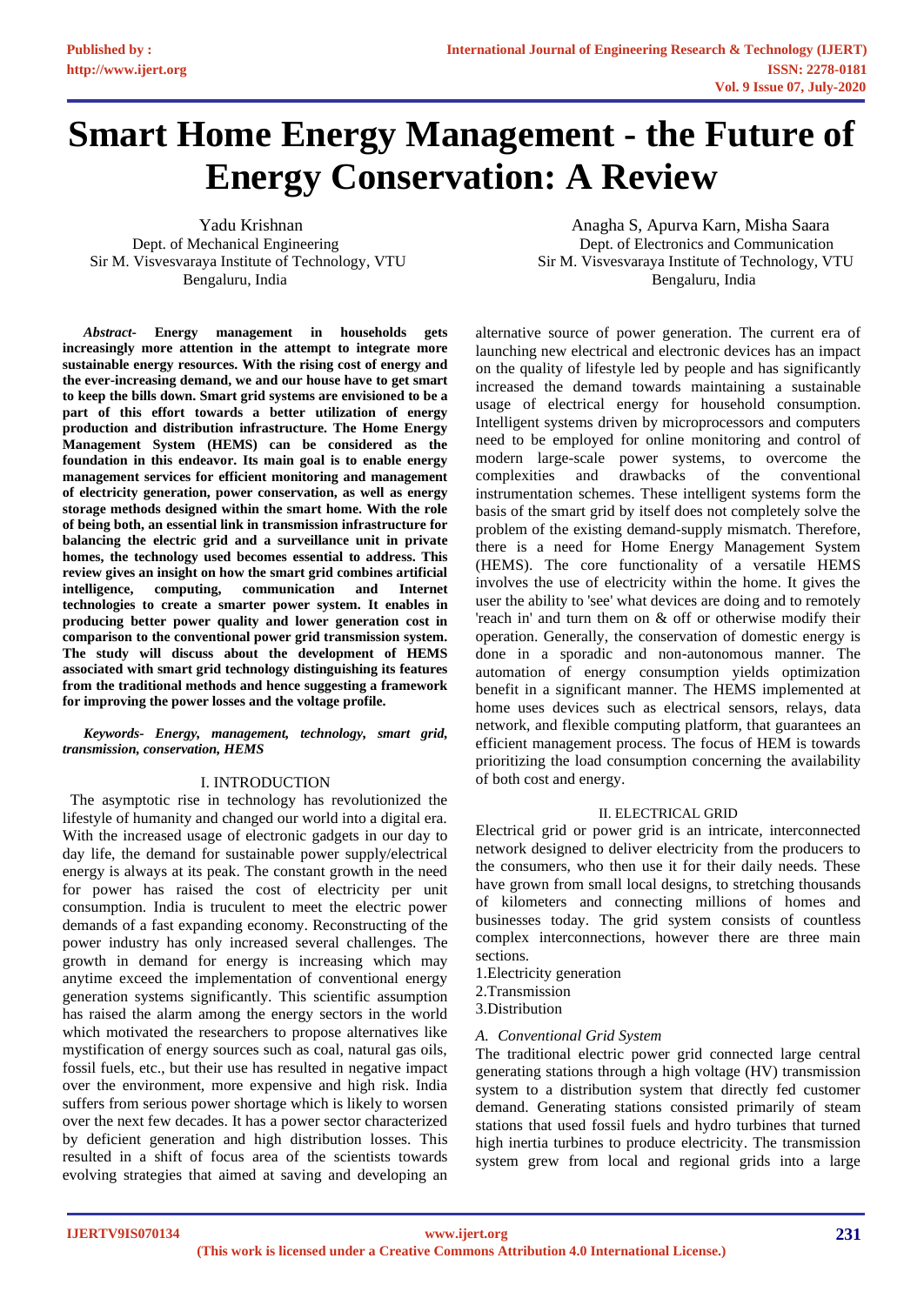# Smart Home Energy Management - the Future of Energy Conservation: A Review

Yadu Krishnan
Dept. of Mechanical Engineering
Sir M. Visvesvaraya Institute of Technology, VTU
Bengaluru, India

Anagha S, Apurva Karn, Misha Saara
Dept. of Electronics and Communication
Sir M. Visvesvaraya Institute of Technology, VTU
Bengaluru, India

***Abstract-*** **Energy management in households gets increasingly more attention in the attempt to integrate more sustainable energy resources. With the rising cost of energy and the ever-increasing demand, we and our house have to get smart to keep the bills down. Smart grid systems are envisioned to be a part of this effort towards a better utilization of energy production and distribution infrastructure. The Home Energy Management System (HEMS) can be considered as the foundation in this endeavor. Its main goal is to enable energy management services for efficient monitoring and management of electricity generation, power conservation, as well as energy storage methods designed within the smart home. With the role of being both, an essential link in transmission infrastructure for balancing the electric grid and a surveillance unit in private homes, the technology used becomes essential to address. This review gives an insight on how the smart grid combines artificial intelligence, computing, communication and Internet technologies to create a smarter power system. It enables in producing better power quality and lower generation cost in comparison to the conventional power grid transmission system. The study will discuss about the development of HEMS associated with smart grid technology distinguishing its features from the traditional methods and hence suggesting a framework for improving the power losses and the voltage profile.**

***Keywords- Energy, management, technology, smart grid, transmission, conservation, HEMS***

## I. INTRODUCTION

The asymptotic rise in technology has revolutionized the lifestyle of humanity and changed our world into a digital era. With the increased usage of electronic gadgets in our day to day life, the demand for sustainable power supply/electrical energy is always at its peak. The constant growth in the need for power has raised the cost of electricity per unit consumption. India is truculent to meet the electric power demands of a fast expanding economy. Reconstructing of the power industry has only increased several challenges. The growth in demand for energy is increasing which may anytime exceed the implementation of conventional energy generation systems significantly. This scientific assumption has raised the alarm among the energy sectors in the world which motivated the researchers to propose alternatives like mystification of energy sources such as coal, natural gas oils, fossil fuels, etc., but their use has resulted in negative impact over the environment, more expensive and high risk. India suffers from serious power shortage which is likely to worsen over the next few decades. It has a power sector characterized by deficient generation and high distribution losses. This resulted in a shift of focus area of the scientists towards evolving strategies that aimed at saving and developing an alternative source of power generation. The current era of launching new electrical and electronic devices has an impact on the quality of lifestyle led by people and has significantly increased the demand towards maintaining a sustainable usage of electrical energy for household consumption. Intelligent systems driven by microprocessors and computers need to be employed for online monitoring and control of modern large-scale power systems, to overcome the complexities and drawbacks of the conventional instrumentation schemes. These intelligent systems form the basis of the smart grid by itself does not completely solve the problem of the existing demand-supply mismatch. Therefore, there is a need for Home Energy Management System (HEMS). The core functionality of a versatile HEMS involves the use of electricity within the home. It gives the user the ability to 'see' what devices are doing and to remotely 'reach in' and turn them on & off or otherwise modify their operation. Generally, the conservation of domestic energy is done in a sporadic and non-autonomous manner. The automation of energy consumption yields optimization benefit in a significant manner. The HEMS implemented at home uses devices such as electrical sensors, relays, data network, and flexible computing platform, that guarantees an efficient management process. The focus of HEM is towards prioritizing the load consumption concerning the availability of both cost and energy.

## II. ELECTRICAL GRID

Electrical grid or power grid is an intricate, interconnected network designed to deliver electricity from the producers to the consumers, who then use it for their daily needs. These have grown from small local designs, to stretching thousands of kilometers and connecting millions of homes and businesses today. The grid system consists of countless complex interconnections, however there are three main sections.

1. Electricity generation
2. Transmission
3. Distribution

### *A. Conventional Grid System*

The traditional electric power grid connected large central generating stations through a high voltage (HV) transmission system to a distribution system that directly fed customer demand. Generating stations consisted primarily of steam stations that used fossil fuels and hydro turbines that turned high inertia turbines to produce electricity. The transmission system grew from local and regional grids into a large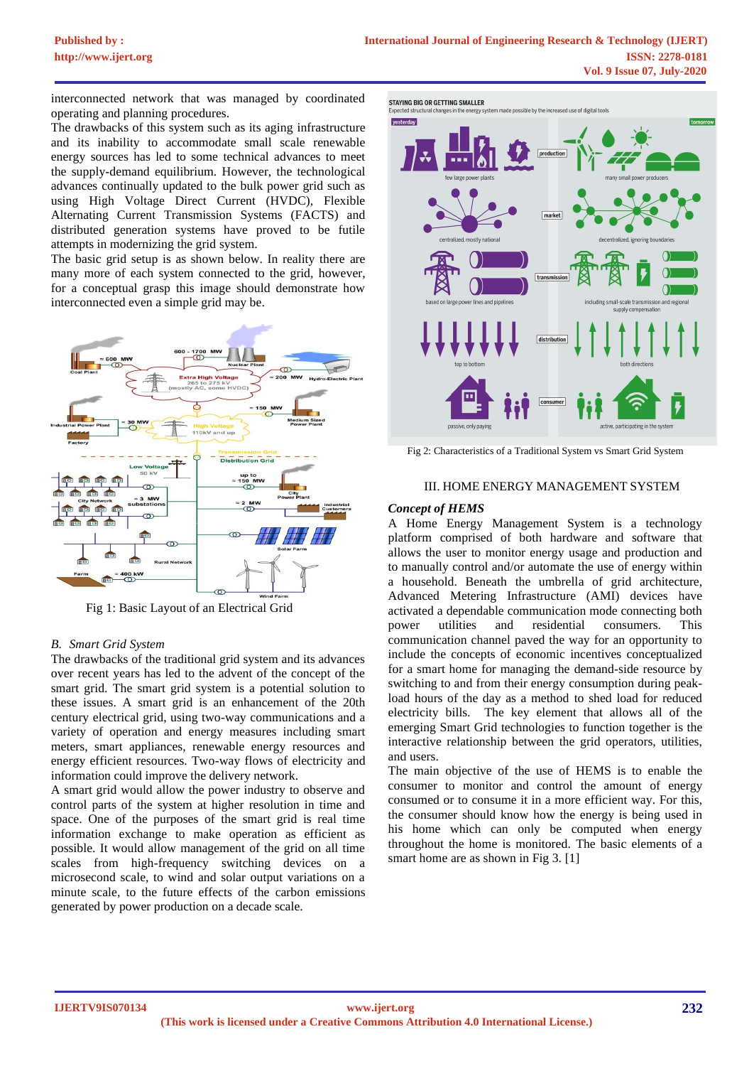interconnected network that was managed by coordinated operating and planning procedures.

The drawbacks of this system such as its aging infrastructure and its inability to accommodate small scale renewable energy sources has led to some technical advances to meet the supply-demand equilibrium. However, the technological advances continually updated to the bulk power grid such as using High Voltage Direct Current (HVDC), Flexible Alternating Current Transmission Systems (FACTS) and distributed generation systems have proved to be futile attempts in modernizing the grid system.

The basic grid setup is as shown below. In reality there are many more of each system connected to the grid, however, for a conceptual grasp this image should demonstrate how interconnected even a simple grid may be.

Fig 1: Basic Layout of an Electrical Grid

### *B. Smart Grid System*

The drawbacks of the traditional grid system and its advances over recent years has led to the advent of the concept of the smart grid. The smart grid system is a potential solution to these issues. A smart grid is an enhancement of the 20th century electrical grid, using two-way communications and a variety of operation and energy measures including smart meters, smart appliances, renewable energy resources and energy efficient resources. Two-way flows of electricity and information could improve the delivery network.

A smart grid would allow the power industry to observe and control parts of the system at higher resolution in time and space. One of the purposes of the smart grid is real time information exchange to make operation as efficient as possible. It would allow management of the grid on all time scales from high-frequency switching devices on a microsecond scale, to wind and solar output variations on a minute scale, to the future effects of the carbon emissions generated by power production on a decade scale.

Fig 2: Characteristics of a Traditional System vs Smart Grid System

## III. HOME ENERGY MANAGEMENT SYSTEM

### *Concept of HEMS*

A Home Energy Management System is a technology platform comprised of both hardware and software that allows the user to monitor energy usage and production and to manually control and/or automate the use of energy within a household. Beneath the umbrella of grid architecture, Advanced Metering Infrastructure (AMI) devices have activated a dependable communication mode connecting both power utilities and residential consumers. This communication channel paved the way for an opportunity to include the concepts of economic incentives conceptualized for a smart home for managing the demand-side resource by switching to and from their energy consumption during peak-load hours of the day as a method to shed load for reduced electricity bills. The key element that allows all of the emerging Smart Grid technologies to function together is the interactive relationship between the grid operators, utilities, and users.

The main objective of the use of HEMS is to enable the consumer to monitor and control the amount of energy consumed or to consume it in a more efficient way. For this, the consumer should know how the energy is being used in his home which can only be computed when energy throughout the home is monitored. The basic elements of a smart home are as shown in Fig 3. [1]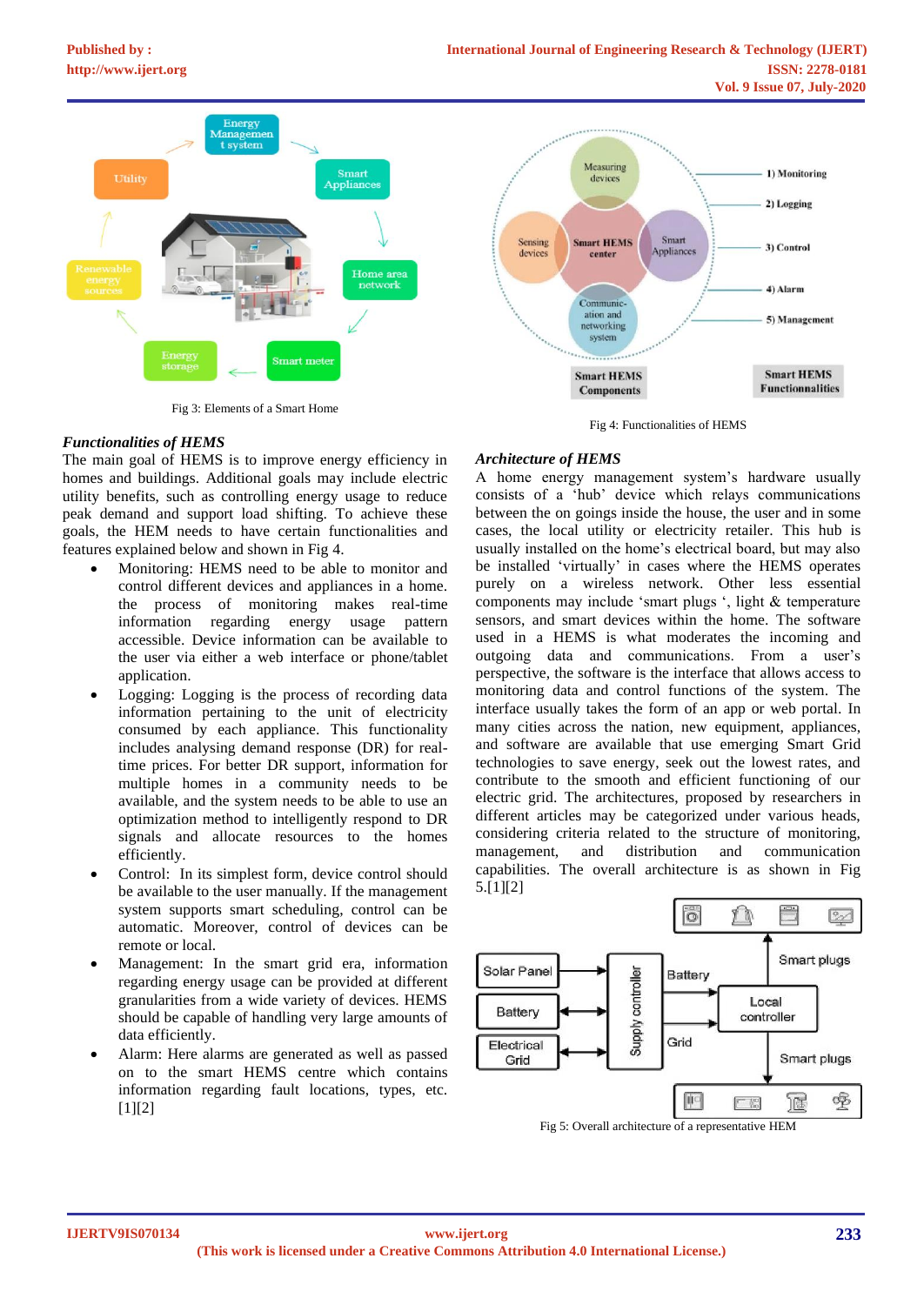Fig 3: Elements of a Smart Home

Fig 4: Functionalities of HEMS

### *Functionalities of HEMS*

The main goal of HEMS is to improve energy efficiency in homes and buildings. Additional goals may include electric utility benefits, such as controlling energy usage to reduce peak demand and support load shifting. To achieve these goals, the HEM needs to have certain functionalities and features explained below and shown in Fig 4.

- Monitoring: HEMS need to be able to monitor and control different devices and appliances in a home. the process of monitoring makes real-time information regarding energy usage pattern accessible. Device information can be available to the user via either a web interface or phone/tablet application.
- Logging: Logging is the process of recording data information pertaining to the unit of electricity consumed by each appliance. This functionality includes analysing demand response (DR) for real-time prices. For better DR support, information for multiple homes in a community needs to be available, and the system needs to be able to use an optimization method to intelligently respond to DR signals and allocate resources to the homes efficiently.
- Control: In its simplest form, device control should be available to the user manually. If the management system supports smart scheduling, control can be automatic. Moreover, control of devices can be remote or local.
- Management: In the smart grid era, information regarding energy usage can be provided at different granularities from a wide variety of devices. HEMS should be capable of handling very large amounts of data efficiently.
- Alarm: Here alarms are generated as well as passed on to the smart HEMS centre which contains information regarding fault locations, types, etc. [1][2]

### *Architecture of HEMS*

A home energy management system's hardware usually consists of a 'hub' device which relays communications between the on goings inside the house, the user and in some cases, the local utility or electricity retailer. This hub is usually installed on the home's electrical board, but may also be installed 'virtually' in cases where the HEMS operates purely on a wireless network. Other less essential components may include 'smart plugs ', light & temperature sensors, and smart devices within the home. The software used in a HEMS is what moderates the incoming and outgoing data and communications. From a user's perspective, the software is the interface that allows access to monitoring data and control functions of the system. The interface usually takes the form of an app or web portal. In many cities across the nation, new equipment, appliances, and software are available that use emerging Smart Grid technologies to save energy, seek out the lowest rates, and contribute to the smooth and efficient functioning of our electric grid. The architectures, proposed by researchers in different articles may be categorized under various heads, considering criteria related to the structure of monitoring, management, and distribution and communication capabilities. The overall architecture is as shown in Fig 5.[1][2]

Fig 5: Overall architecture of a representative HEM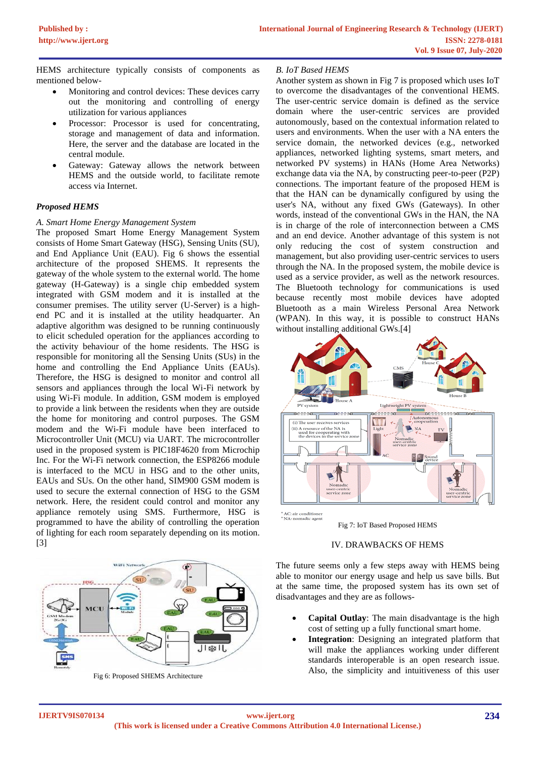HEMS architecture typically consists of components as mentioned below-

- Monitoring and control devices: These devices carry out the monitoring and controlling of energy utilization for various appliances
- Processor: Processor is used for concentrating, storage and management of data and information. Here, the server and the database are located in the central module.
- Gateway: Gateway allows the network between HEMS and the outside world, to facilitate remote access via Internet.

### *Proposed HEMS*

*A. Smart Home Energy Management System*

The proposed Smart Home Energy Management System consists of Home Smart Gateway (HSG), Sensing Units (SU), and End Appliance Unit (EAU). Fig 6 shows the essential architecture of the proposed SHEMS. It represents the gateway of the whole system to the external world. The home gateway (H-Gateway) is a single chip embedded system integrated with GSM modem and it is installed at the consumer premises. The utility server (U-Server) is a high-end PC and it is installed at the utility headquarter. An adaptive algorithm was designed to be running continuously to elicit scheduled operation for the appliances according to the activity behaviour of the home residents. The HSG is responsible for monitoring all the Sensing Units (SUs) in the home and controlling the End Appliance Units (EAUs). Therefore, the HSG is designed to monitor and control all sensors and appliances through the local Wi-Fi network by using Wi-Fi module. In addition, GSM modem is employed to provide a link between the residents when they are outside the home for monitoring and control purposes. The GSM modem and the Wi-Fi module have been interfaced to Microcontroller Unit (MCU) via UART. The microcontroller used in the proposed system is PIC18F4620 from Microchip Inc. For the Wi-Fi network connection, the ESP8266 module is interfaced to the MCU in HSG and to the other units, EAUs and SUs. On the other hand, SIM900 GSM modem is used to secure the external connection of HSG to the GSM network. Here, the resident could control and monitor any appliance remotely using SMS. Furthermore, HSG is programmed to have the ability of controlling the operation of lighting for each room separately depending on its motion. [3]

Fig 6: Proposed SHEMS Architecture

*B. IoT Based HEMS*

Another system as shown in Fig 7 is proposed which uses IoT to overcome the disadvantages of the conventional HEMS. The user-centric service domain is defined as the service domain where the user-centric services are provided autonomously, based on the contextual information related to users and environments. When the user with a NA enters the service domain, the networked devices (e.g., networked appliances, networked lighting systems, smart meters, and networked PV systems) in HANs (Home Area Networks) exchange data via the NA, by constructing peer-to-peer (P2P) connections. The important feature of the proposed HEM is that the HAN can be dynamically configured by using the user's NA, without any fixed GWs (Gateways). In other words, instead of the conventional GWs in the HAN, the NA is in charge of the role of interconnection between a CMS and an end device. Another advantage of this system is not only reducing the cost of system construction and management, but also providing user-centric services to users through the NA. In the proposed system, the mobile device is used as a service provider, as well as the network resources. The Bluetooth technology for communications is used because recently most mobile devices have adopted Bluetooth as a main Wireless Personal Area Network (WPAN). In this way, it is possible to construct HANs without installing additional GWs.[4]

Fig 7: IoT Based Proposed HEMS

## IV. DRAWBACKS OF HEMS

The future seems only a few steps away with HEMS being able to monitor our energy usage and help us save bills. But at the same time, the proposed system has its own set of disadvantages and they are as follows-

- **Capital Outlay**: The main disadvantage is the high cost of setting up a fully functional smart home.
- **Integration**: Designing an integrated platform that will make the appliances working under different standards interoperable is an open research issue. Also, the simplicity and intuitiveness of this user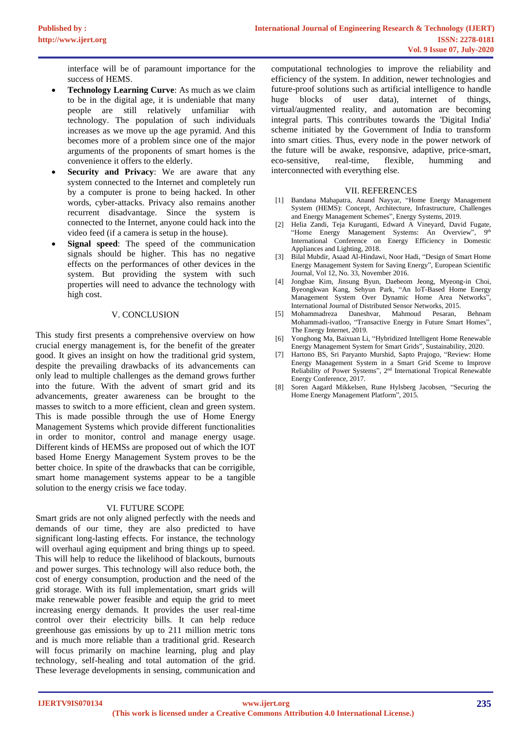interface will be of paramount importance for the success of HEMS.

- **Technology Learning Curve**: As much as we claim to be in the digital age, it is undeniable that many people are still relatively unfamiliar with technology. The population of such individuals increases as we move up the age pyramid. And this becomes more of a problem since one of the major arguments of the proponents of smart homes is the convenience it offers to the elderly.
- **Security and Privacy**: We are aware that any system connected to the Internet and completely run by a computer is prone to being hacked. In other words, cyber-attacks. Privacy also remains another recurrent disadvantage. Since the system is connected to the Internet, anyone could hack into the video feed (if a camera is setup in the house).
- **Signal speed**: The speed of the communication signals should be higher. This has no negative effects on the performances of other devices in the system. But providing the system with such properties will need to advance the technology with high cost.

## V. CONCLUSION

This study first presents a comprehensive overview on how crucial energy management is, for the benefit of the greater good. It gives an insight on how the traditional grid system, despite the prevailing drawbacks of its advancements can only lead to multiple challenges as the demand grows further into the future. With the advent of smart grid and its advancements, greater awareness can be brought to the masses to switch to a more efficient, clean and green system. This is made possible through the use of Home Energy Management Systems which provide different functionalities in order to monitor, control and manage energy usage. Different kinds of HEMSs are proposed out of which the IOT based Home Energy Management System proves to be the better choice. In spite of the drawbacks that can be corrigible, smart home management systems appear to be a tangible solution to the energy crisis we face today.

## VI. FUTURE SCOPE

Smart grids are not only aligned perfectly with the needs and demands of our time, they are also predicted to have significant long-lasting effects. For instance, the technology will overhaul aging equipment and bring things up to speed. This will help to reduce the likelihood of blackouts, burnouts and power surges. This technology will also reduce both, the cost of energy consumption, production and the need of the grid storage. With its full implementation, smart grids will make renewable power feasible and equip the grid to meet increasing energy demands. It provides the user real-time control over their electricity bills. It can help reduce greenhouse gas emissions by up to 211 million metric tons and is much more reliable than a traditional grid. Research will focus primarily on machine learning, plug and play technology, self-healing and total automation of the grid. These leverage developments in sensing, communication and computational technologies to improve the reliability and efficiency of the system. In addition, newer technologies and future-proof solutions such as artificial intelligence to handle huge blocks of user data), internet of things, virtual/augmented reality, and automation are becoming integral parts. This contributes towards the 'Digital India' scheme initiated by the Government of India to transform into smart cities. Thus, every node in the power network of the future will be awake, responsive, adaptive, price-smart, eco-sensitive, real-time, flexible, humming and interconnected with everything else.

## VII. REFERENCES

[1] Bandana Mahapatra, Anand Nayyar, "Home Energy Management System (HEMS): Concept, Architecture, Infrastructure, Challenges and Energy Management Schemes", Energy Systems, 2019.

[2] Helia Zandi, Teja Kuruganti, Edward A Vineyard, David Fugate, "Home Energy Management Systems: An Overview", 9th International Conference on Energy Efficiency in Domestic Appliances and Lighting, 2018.

[3] Bilal Mubdir, Asaad Al-Hindawi, Noor Hadi, "Design of Smart Home Energy Management System for Saving Energy", European Scientific Journal, Vol 12, No. 33, November 2016.

[4] Jongbae Kim, Jinsung Byun, Daebeom Jeong, Myeong-in Choi, Byeongkwan Kang, Sehyun Park, "An IoT-Based Home Energy Management System Over Dynamic Home Area Networks", International Journal of Distributed Sensor Networks, 2015.

[5] Mohammadreza Daneshvar, Mahmoud Pesaran, Behnam Mohammadi-ivatloo, "Transactive Energy in Future Smart Homes", The Energy Internet, 2019.

[6] Yonghong Ma, Baixuan Li, "Hybridized Intelligent Home Renewable Energy Management System for Smart Grids", Sustainability, 2020.

[7] Hartono BS, Sri Paryanto Murshid, Sapto Prajogo, "Review: Home Energy Management System in a Smart Grid Sceme to Improve Reliability of Power Systems", 2nd International Tropical Renewable Energy Conference, 2017.

[8] Soren Aagard Mikkelsen, Rune Hylsberg Jacobsen, "Securing the Home Energy Management Platform", 2015.